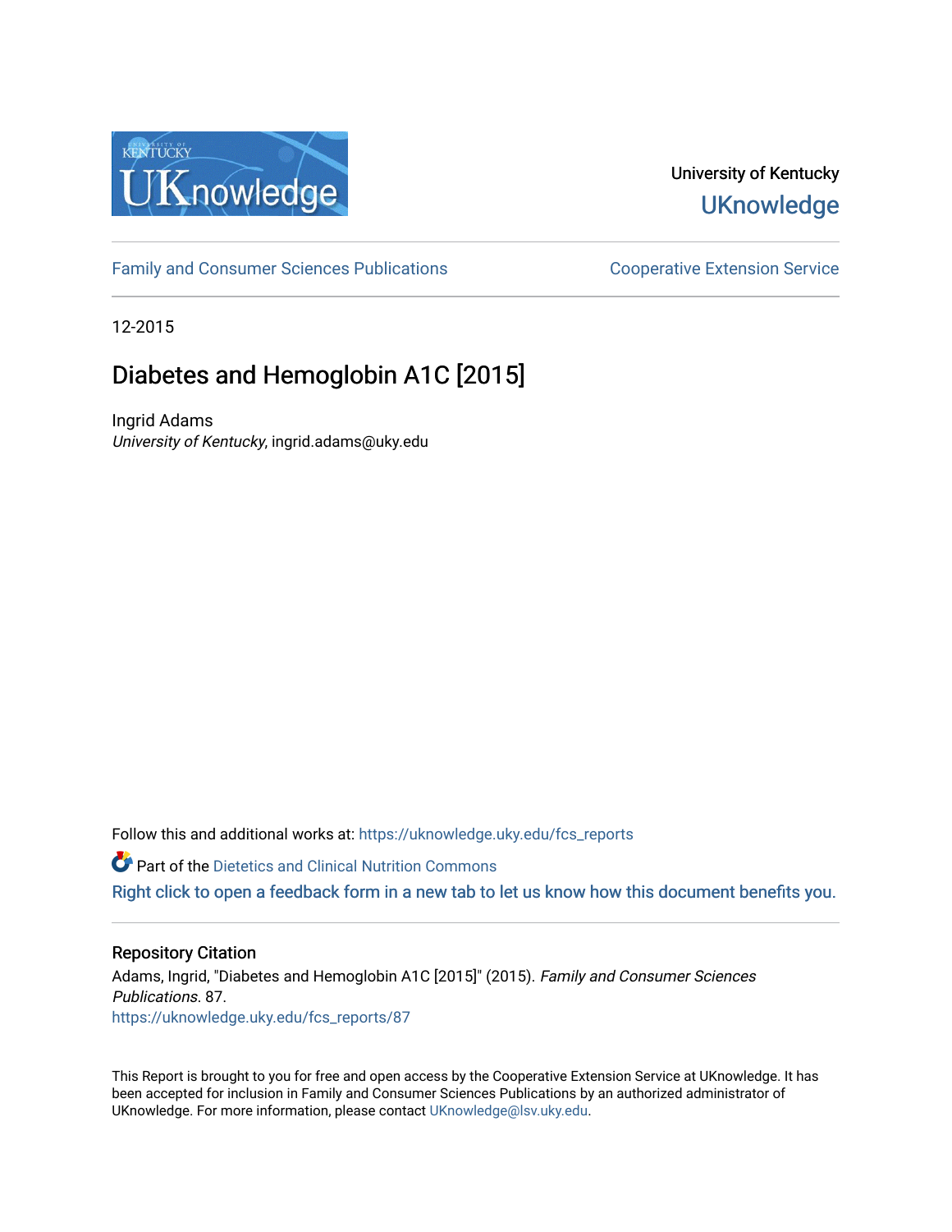University of Kentucky
UKnowledge

Family and Consumer Sciences Publications | Cooperative Extension Service

12-2015

# Diabetes and Hemoglobin A1C [2015]

Ingrid Adams
*University of Kentucky*, ingrid.adams@uky.edu

Follow this and additional works at: https://uknowledge.uky.edu/fcs_reports

Part of the Dietetics and Clinical Nutrition Commons

Right click to open a feedback form in a new tab to let us know how this document benefits you.

## Repository Citation

Adams, Ingrid, "Diabetes and Hemoglobin A1C [2015]" (2015). *Family and Consumer Sciences Publications*. 87.
https://uknowledge.uky.edu/fcs_reports/87

This Report is brought to you for free and open access by the Cooperative Extension Service at UKnowledge. It has been accepted for inclusion in Family and Consumer Sciences Publications by an authorized administrator of UKnowledge. For more information, please contact UKnowledge@lsv.uky.edu.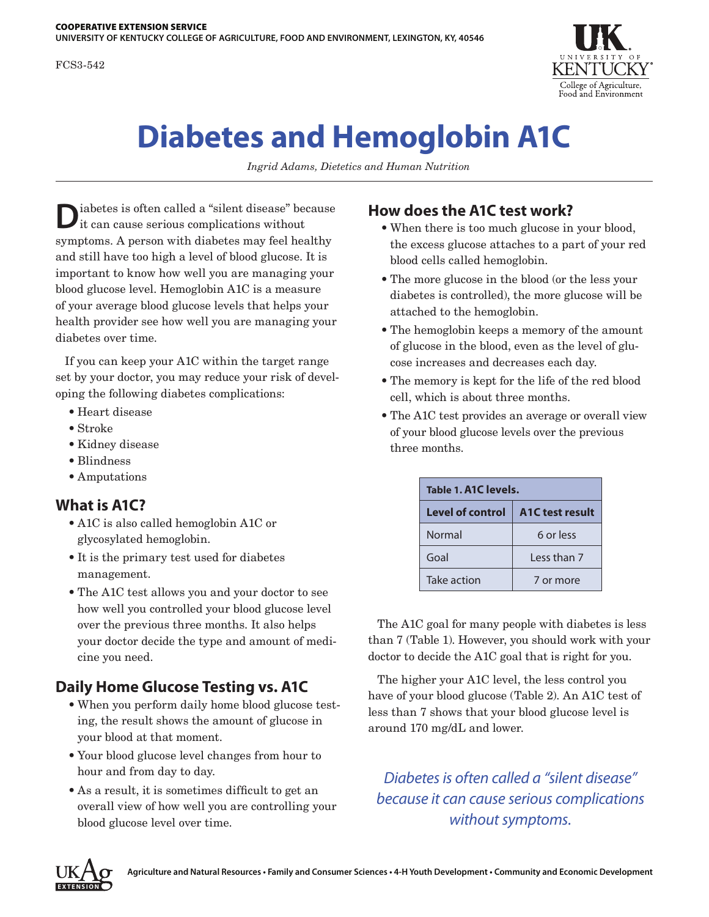COOPERATIVE EXTENSION SERVICE
UNIVERSITY OF KENTUCKY COLLEGE OF AGRICULTURE, FOOD AND ENVIRONMENT, LEXINGTON, KY, 40546

FCS3-542

# Diabetes and Hemoglobin A1C

*Ingrid Adams, Dietetics and Human Nutrition*

Diabetes is often called a "silent disease" because it can cause serious complications without symptoms. A person with diabetes may feel healthy and still have too high a level of blood glucose. It is important to know how well you are managing your blood glucose level. Hemoglobin A1C is a measure of your average blood glucose levels that helps your health provider see how well you are managing your diabetes over time.

If you can keep your A1C within the target range set by your doctor, you may reduce your risk of developing the following diabetes complications:

- Heart disease
- Stroke
- Kidney disease
- Blindness
- Amputations

## What is A1C?

- A1C is also called hemoglobin A1C or glycosylated hemoglobin.
- It is the primary test used for diabetes management.
- The A1C test allows you and your doctor to see how well you controlled your blood glucose level over the previous three months. It also helps your doctor decide the type and amount of medicine you need.

## Daily Home Glucose Testing vs. A1C

- When you perform daily home blood glucose testing, the result shows the amount of glucose in your blood at that moment.
- Your blood glucose level changes from hour to hour and from day to day.
- As a result, it is sometimes difficult to get an overall view of how well you are controlling your blood glucose level over time.

## How does the A1C test work?

- When there is too much glucose in your blood, the excess glucose attaches to a part of your red blood cells called hemoglobin.
- The more glucose in the blood (or the less your diabetes is controlled), the more glucose will be attached to the hemoglobin.
- The hemoglobin keeps a memory of the amount of glucose in the blood, even as the level of glucose increases and decreases each day.
- The memory is kept for the life of the red blood cell, which is about three months.
- The A1C test provides an average or overall view of your blood glucose levels over the previous three months.

**Table 1. A1C levels.**

| Level of control | A1C test result |
|---|---|
| Normal | 6 or less |
| Goal | Less than 7 |
| Take action | 7 or more |

The A1C goal for many people with diabetes is less than 7 (Table 1). However, you should work with your doctor to decide the A1C goal that is right for you.

The higher your A1C level, the less control you have of your blood glucose (Table 2). An A1C test of less than 7 shows that your blood glucose level is around 170 mg/dL and lower.

*Diabetes is often called a "silent disease" because it can cause serious complications without symptoms.*

Agriculture and Natural Resources • Family and Consumer Sciences • 4-H Youth Development • Community and Economic Development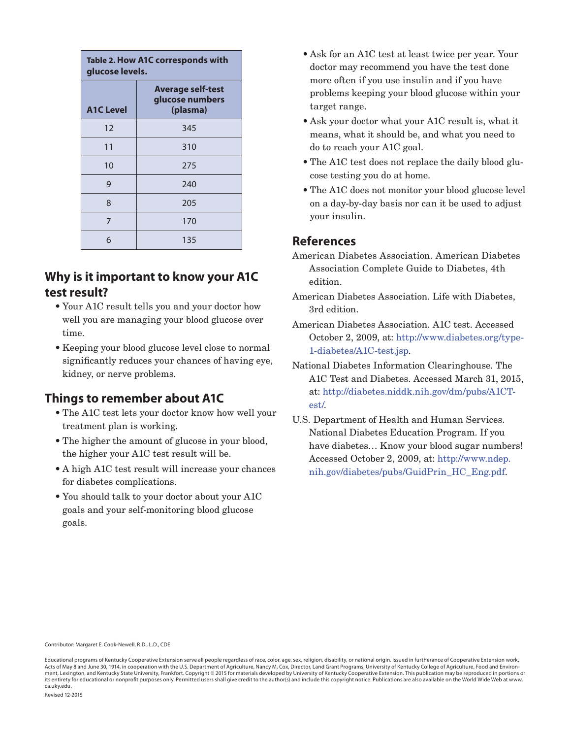**Table 2. How A1C corresponds with glucose levels.**

| A1C Level | Average self-test glucose numbers (plasma) |
|---|---|
| 12 | 345 |
| 11 | 310 |
| 10 | 275 |
| 9 | 240 |
| 8 | 205 |
| 7 | 170 |
| 6 | 135 |

## Why is it important to know your A1C test result?

- Your A1C result tells you and your doctor how well you are managing your blood glucose over time.
- Keeping your blood glucose level close to normal significantly reduces your chances of having eye, kidney, or nerve problems.

## Things to remember about A1C

- The A1C test lets your doctor know how well your treatment plan is working.
- The higher the amount of glucose in your blood, the higher your A1C test result will be.
- A high A1C test result will increase your chances for diabetes complications.
- You should talk to your doctor about your A1C goals and your self-monitoring blood glucose goals.
- Ask for an A1C test at least twice per year. Your doctor may recommend you have the test done more often if you use insulin and if you have problems keeping your blood glucose within your target range.
- Ask your doctor what your A1C result is, what it means, what it should be, and what you need to do to reach your A1C goal.
- The A1C test does not replace the daily blood glucose testing you do at home.
- The A1C does not monitor your blood glucose level on a day-by-day basis nor can it be used to adjust your insulin.

## References

American Diabetes Association. American Diabetes Association Complete Guide to Diabetes, 4th edition.

American Diabetes Association. Life with Diabetes, 3rd edition.

American Diabetes Association. A1C test. Accessed October 2, 2009, at: http://www.diabetes.org/type-1-diabetes/A1C-test.jsp.

National Diabetes Information Clearinghouse. The A1C Test and Diabetes. Accessed March 31, 2015, at: http://diabetes.niddk.nih.gov/dm/pubs/A1CTest/.

U.S. Department of Health and Human Services. National Diabetes Education Program. If you have diabetes… Know your blood sugar numbers! Accessed October 2, 2009, at: http://www.ndep.nih.gov/diabetes/pubs/GuidPrin_HC_Eng.pdf.

Contributor: Margaret E. Cook-Newell, R.D., L.D., CDE

Educational programs of Kentucky Cooperative Extension serve all people regardless of race, color, age, sex, religion, disability, or national origin. Issued in furtherance of Cooperative Extension work, Acts of May 8 and June 30, 1914, in cooperation with the U.S. Department of Agriculture, Nancy M. Cox, Director, Land Grant Programs, University of Kentucky College of Agriculture, Food and Environment, Lexington, and Kentucky State University, Frankfort. Copyright © 2015 for materials developed by University of Kentucky Cooperative Extension. This publication may be reproduced in portions or its entirety for educational or nonprofit purposes only. Permitted users shall give credit to the author(s) and include this copyright notice. Publications are also available on the World Wide Web at www.ca.uky.edu.

Revised 12-2015